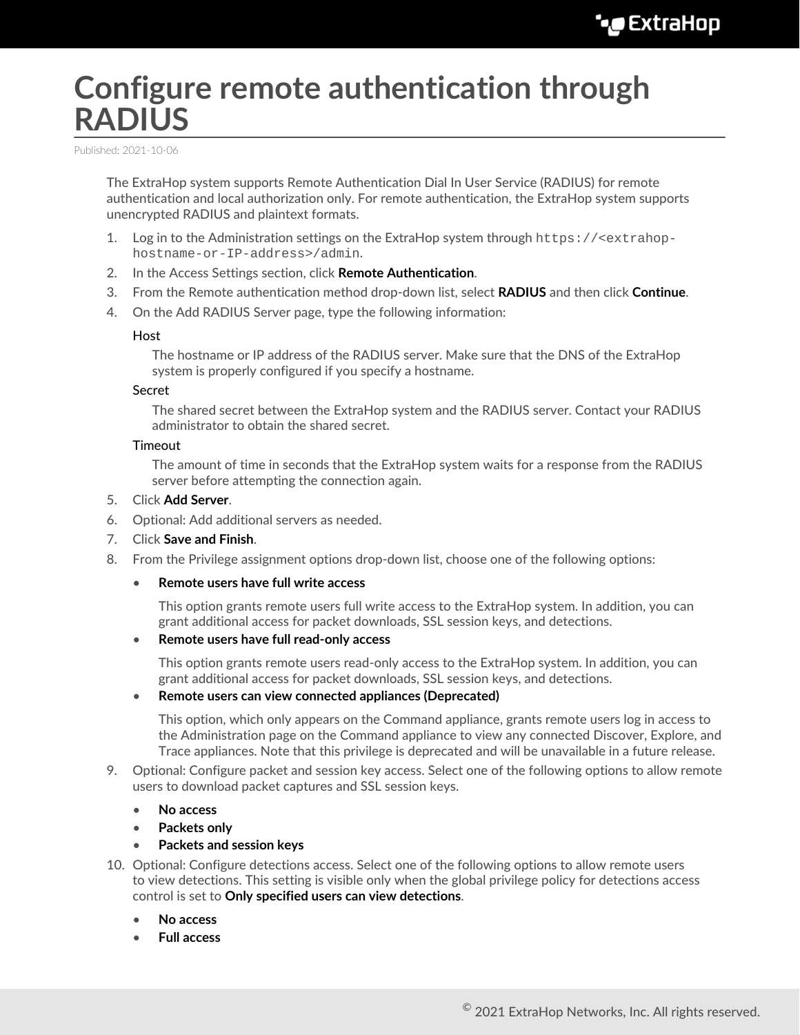# Configure remote authentication through RADIUS

Published: 2021-10-06

The ExtraHop system supports Remote Authentication Dial In User Service (RADIUS) for remote authentication and local authorization only. For remote authentication, the ExtraHop system supports unencrypted RADIUS and plaintext formats.

1. Log in to the Administration settings on the ExtraHop system through `https://<extrahop-hostname-or-IP-address>/admin`.
2. In the Access Settings section, click **Remote Authentication**.
3. From the Remote authentication method drop-down list, select **RADIUS** and then click **Continue**.
4. On the Add RADIUS Server page, type the following information:

   Host

   The hostname or IP address of the RADIUS server. Make sure that the DNS of the ExtraHop system is properly configured if you specify a hostname.

   Secret

   The shared secret between the ExtraHop system and the RADIUS server. Contact your RADIUS administrator to obtain the shared secret.

   Timeout

   The amount of time in seconds that the ExtraHop system waits for a response from the RADIUS server before attempting the connection again.
5. Click **Add Server**.
6. Optional: Add additional servers as needed.
7. Click **Save and Finish**.
8. From the Privilege assignment options drop-down list, choose one of the following options:
   - **Remote users have full write access**

     This option grants remote users full write access to the ExtraHop system. In addition, you can grant additional access for packet downloads, SSL session keys, and detections.
   - **Remote users have full read-only access**

     This option grants remote users read-only access to the ExtraHop system. In addition, you can grant additional access for packet downloads, SSL session keys, and detections.
   - **Remote users can view connected appliances (Deprecated)**

     This option, which only appears on the Command appliance, grants remote users log in access to the Administration page on the Command appliance to view any connected Discover, Explore, and Trace appliances. Note that this privilege is deprecated and will be unavailable in a future release.
9. Optional: Configure packet and session key access. Select one of the following options to allow remote users to download packet captures and SSL session keys.
   - **No access**
   - **Packets only**
   - **Packets and session keys**
10. Optional: Configure detections access. Select one of the following options to allow remote users to view detections. This setting is visible only when the global privilege policy for detections access control is set to **Only specified users can view detections**.
    - **No access**
    - **Full access**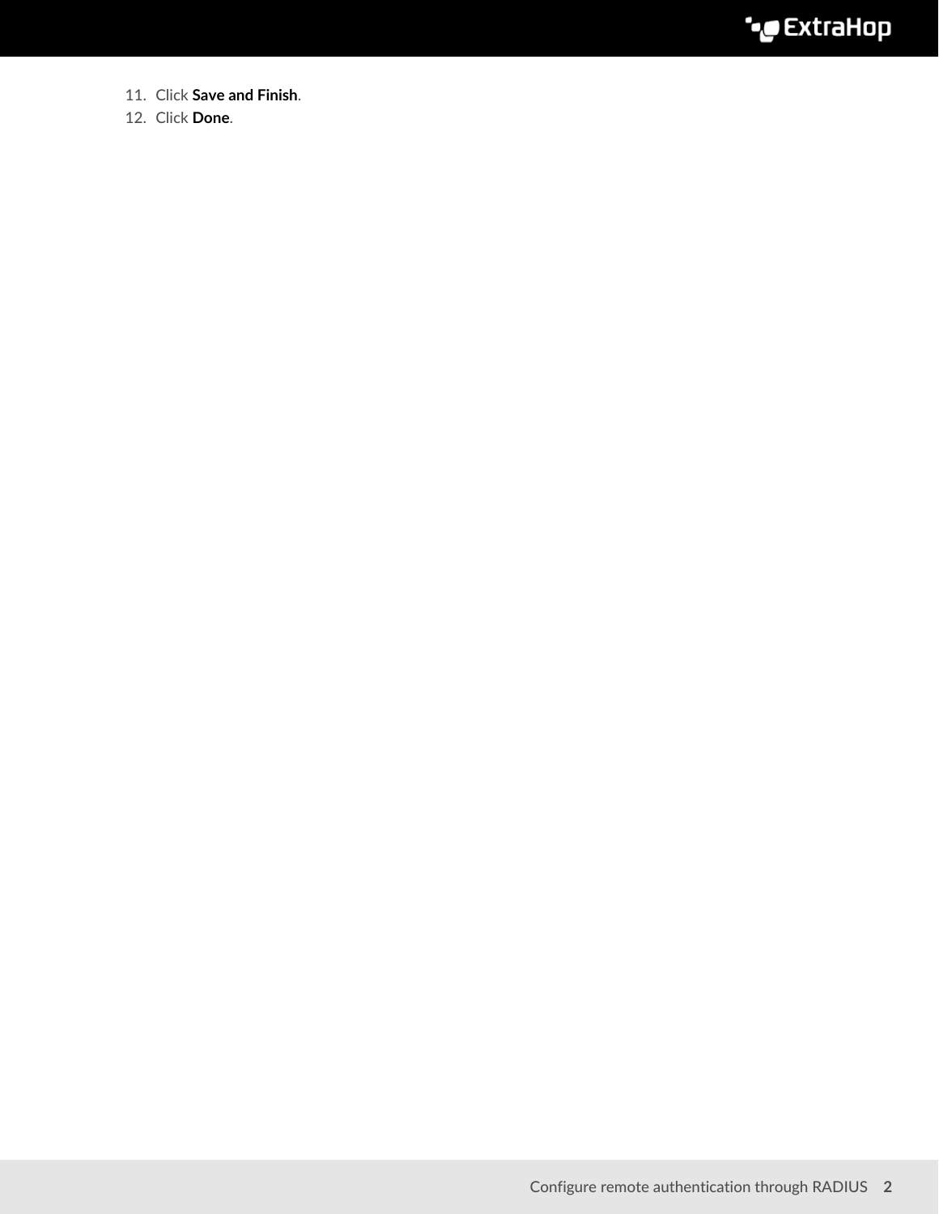11. Click **Save and Finish**.
12. Click **Done**.